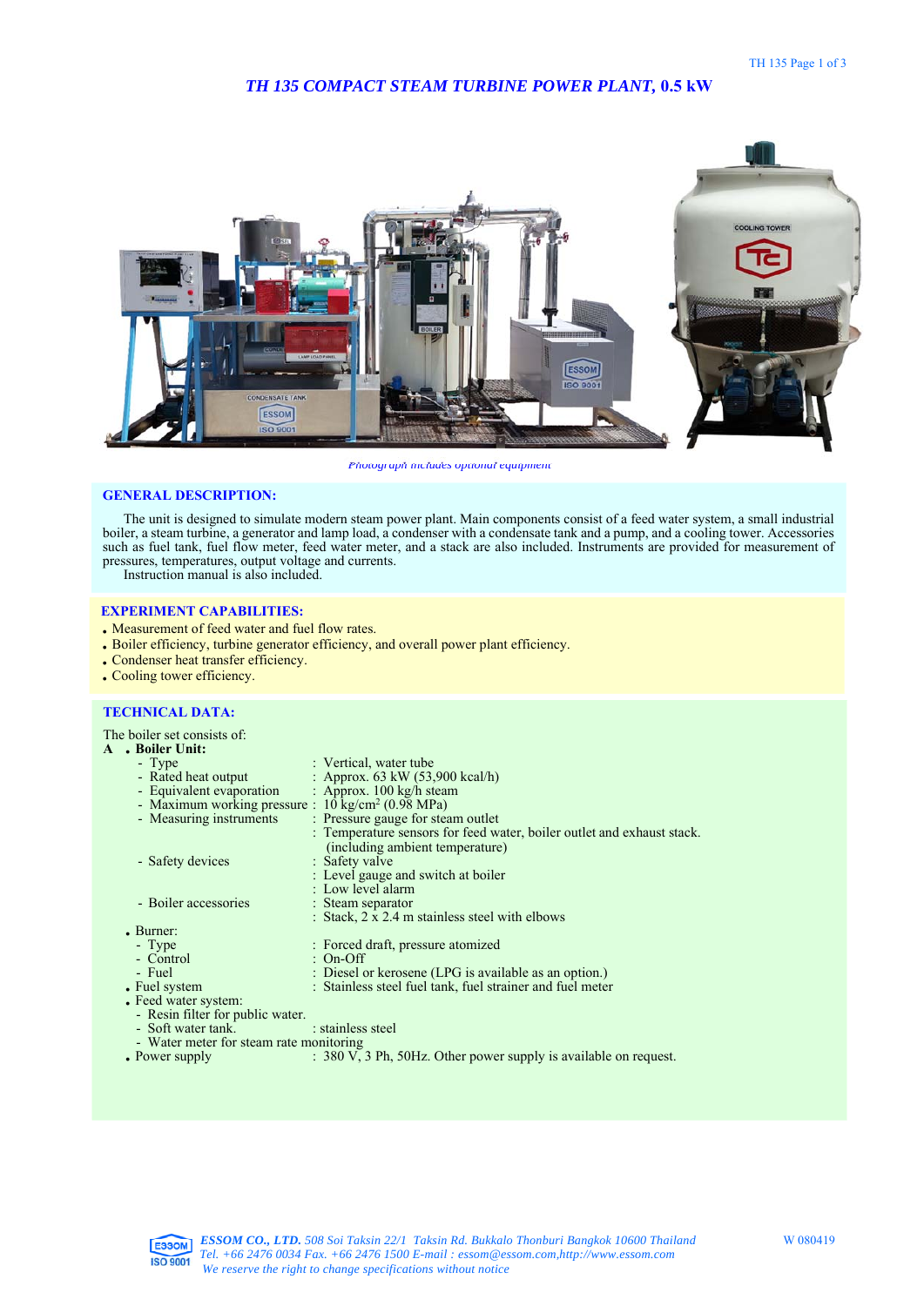# TH 135 COMPACT STEAM TURBINE POWER PLANT, 0.5 kW

*Photograph includes optional equipment*

## GENERAL DESCRIPTION:

The unit is designed to simulate modern steam power plant. Main components consist of a feed water system, a small industrial boiler, a steam turbine, a generator and lamp load, a condenser with a condensate tank and a pump, and a cooling tower. Accessories such as fuel tank, fuel flow meter, feed water meter, and a stack are also included. Instruments are provided for measurement of pressures, temperatures, output voltage and currents.

Instruction manual is also included.

## EXPERIMENT CAPABILITIES:

- Measurement of feed water and fuel flow rates.
- Boiler efficiency, turbine generator efficiency, and overall power plant efficiency.
- Condenser heat transfer efficiency.
- Cooling tower efficiency.

## TECHNICAL DATA:

The boiler set consists of:

A . **Boiler Unit:**

- Type : Vertical, water tube
- Rated heat output : Approx. 63 kW (53,900 kcal/h)
- Equivalent evaporation : Approx. 100 kg/h steam
- Maximum working pressure : 10 kg/cm$^2$ (0.98 MPa)
- Measuring instruments : Pressure gauge for steam outlet
  : Temperature sensors for feed water, boiler outlet and exhaust stack. (including ambient temperature)
- Safety devices : Safety valve
  : Level gauge and switch at boiler
  : Low level alarm
- Boiler accessories : Steam separator
  : Stack, 2 x 2.4 m stainless steel with elbows

- Burner:
  - Type : Forced draft, pressure atomized
  - Control : On-Off
  - Fuel : Diesel or kerosene (LPG is available as an option.)
- Fuel system : Stainless steel fuel tank, fuel strainer and fuel meter
- Feed water system:
  - Resin filter for public water.
  - Soft water tank. : stainless steel
  - Water meter for steam rate monitoring
- Power supply : 380 V, 3 Ph, 50Hz. Other power supply is available on request.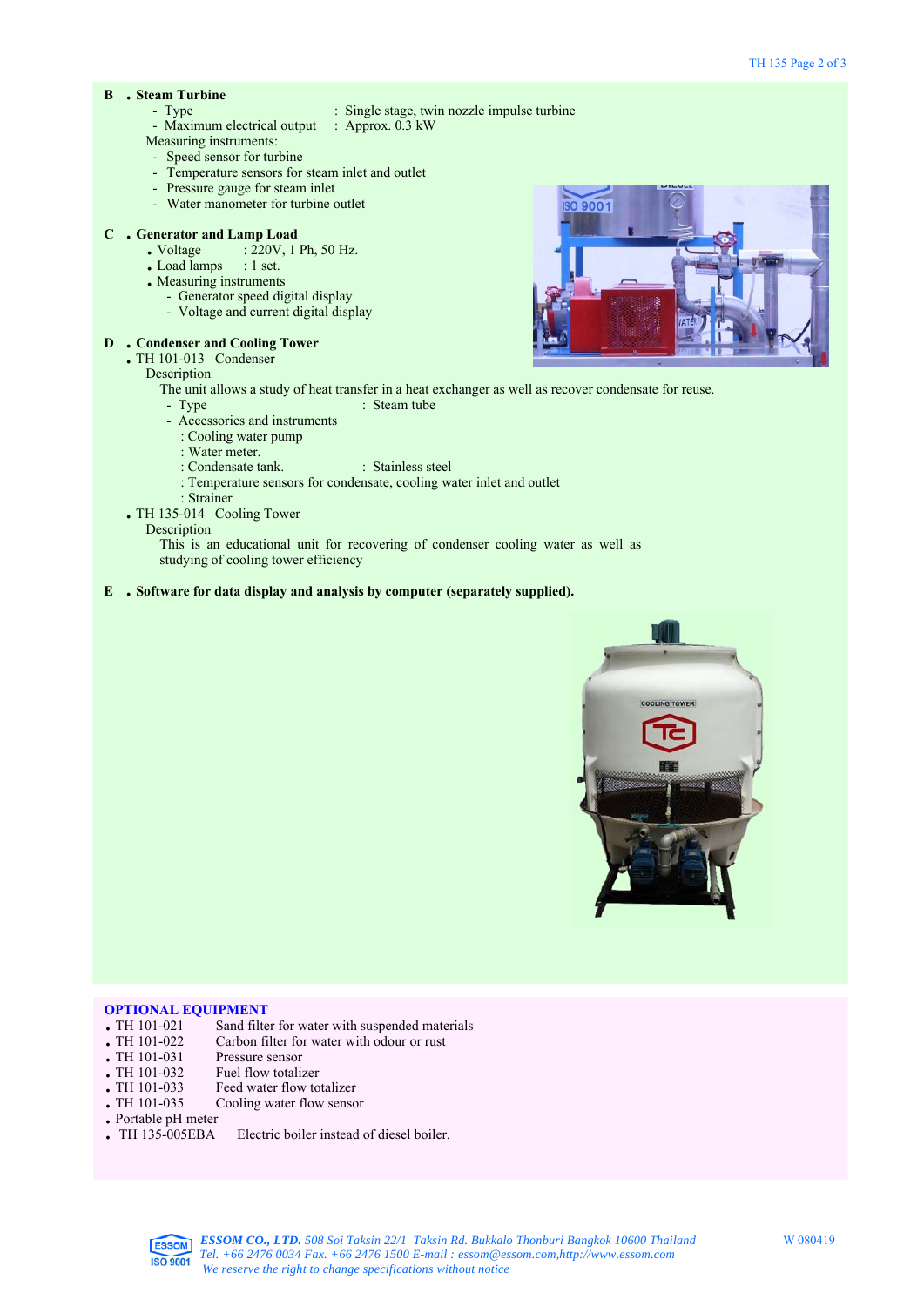**B . Steam Turbine**

- Type : Single stage, twin nozzle impulse turbine
- Maximum electrical output : Approx. 0.3 kW

Measuring instruments:

- Speed sensor for turbine
- Temperature sensors for steam inlet and outlet
- Pressure gauge for steam inlet
- Water manometer for turbine outlet

**C . Generator and Lamp Load**

- Voltage : 220V, 1 Ph, 50 Hz.
- Load lamps : 1 set.
- Measuring instruments
  - Generator speed digital display
  - Voltage and current digital display

**D . Condenser and Cooling Tower**

- TH 101-013 Condenser

  Description

  The unit allows a study of heat transfer in a heat exchanger as well as recover condensate for reuse.

  - Type : Steam tube
  - Accessories and instruments
    - : Cooling water pump
    - : Water meter.
    - : Condensate tank. : Stainless steel
    - : Temperature sensors for condensate, cooling water inlet and outlet
    - : Strainer

- TH 135-014 Cooling Tower

  Description

  This is an educational unit for recovering of condenser cooling water as well as studying of cooling tower efficiency

**E . Software for data display and analysis by computer (separately supplied).**

## OPTIONAL EQUIPMENT

- TH 101-021 Sand filter for water with suspended materials
- TH 101-022 Carbon filter for water with odour or rust
- TH 101-031 Pressure sensor
- TH 101-032 Fuel flow totalizer
- TH 101-033 Feed water flow totalizer
- TH 101-035 Cooling water flow sensor
- Portable pH meter
- TH 135-005EBA Electric boiler instead of diesel boiler.

*ESSOM CO., LTD. 508 Soi Taksin 22/1 Taksin Rd. Bukkalo Thonburi Bangkok 10600 Thailand*
*Tel. +66 2476 0034 Fax. +66 2476 1500 E-mail : essom@essom.com,http://www.essom.com*
*We reserve the right to change specifications without notice*

W 080419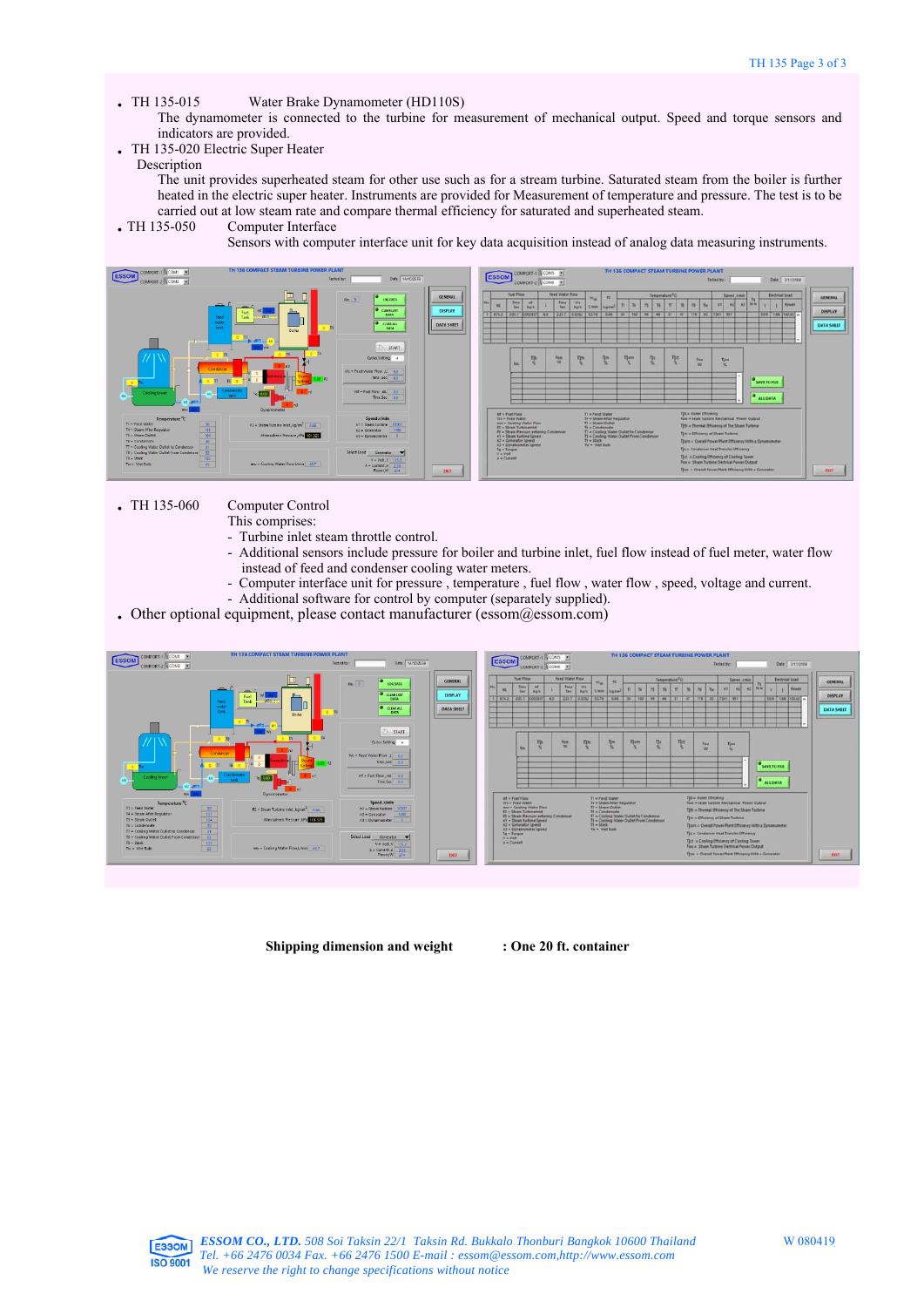- TH 135-015 Water Brake Dynamometer (HD110S)
  The dynamometer is connected to the turbine for measurement of mechanical output. Speed and torque sensors and indicators are provided.
- TH 135-020 Electric Super Heater
  Description
  The unit provides superheated steam for other use such as for a stream turbine. Saturated steam from the boiler is further heated in the electric super heater. Instruments are provided for Measurement of temperature and pressure. The test is to be carried out at low steam rate and compare thermal efficiency for saturated and superheated steam.
- TH 135-050 Computer Interface
  Sensors with computer interface unit for key data acquisition instead of analog data measuring instruments.

- TH 135-060 Computer Control
  This comprises:
  - Turbine inlet steam throttle control.
  - Additional sensors include pressure for boiler and turbine inlet, fuel flow instead of fuel meter, water flow instead of feed and condenser cooling water meters.
  - Computer interface unit for pressure , temperature , fuel flow , water flow , speed, voltage and current.
  - Additional software for control by computer (separately supplied).
- Other optional equipment, please contact manufacturer (essom@essom.com)

**Shipping dimension and weight : One 20 ft. container**

*ESSOM CO., LTD. 508 Soi Taksin 22/1 Taksin Rd. Bukkalo Thonburi Bangkok 10600 Thailand*
*Tel. +66 2476 0034 Fax. +66 2476 1500 E-mail : essom@essom.com,http://www.essom.com*
*We reserve the right to change specifications without notice*

ISO 9001

W 080419